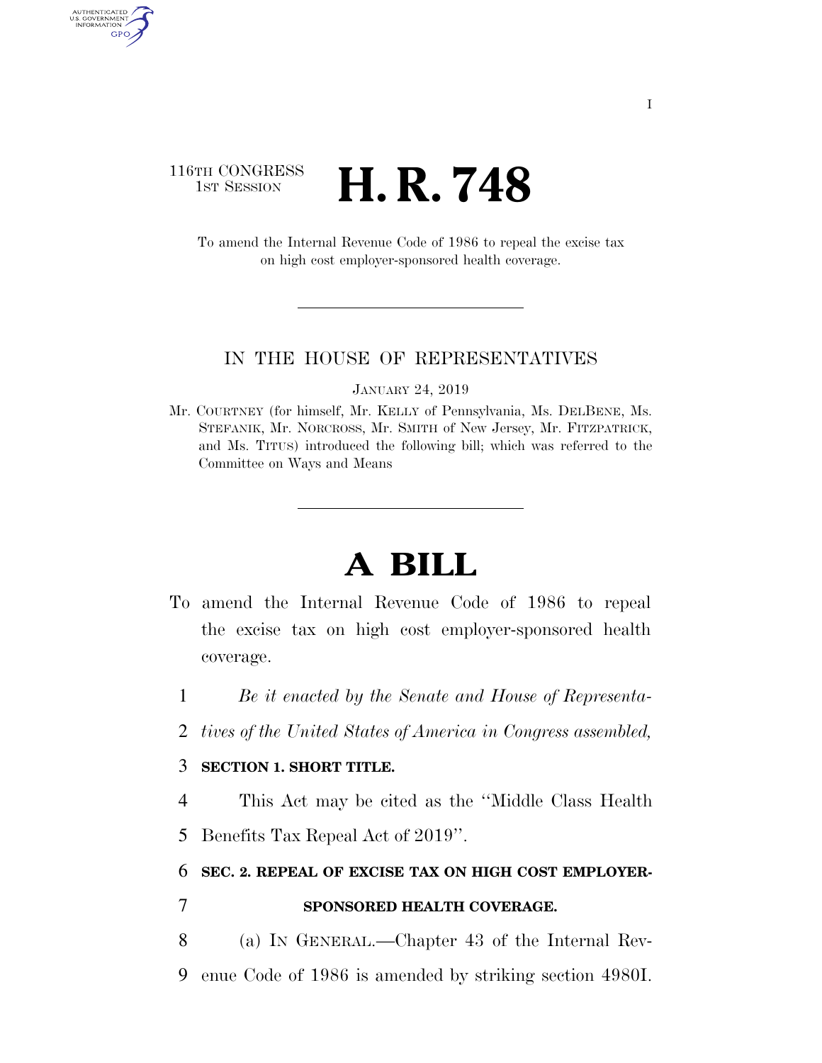116TH CONGRESS
1ST SESSION

# H. R. 748

To amend the Internal Revenue Code of 1986 to repeal the excise tax on high cost employer-sponsored health coverage.

IN THE HOUSE OF REPRESENTATIVES

JANUARY 24, 2019

Mr. COURTNEY (for himself, Mr. KELLY of Pennsylvania, Ms. DELBENE, Ms. STEFANIK, Mr. NORCROSS, Mr. SMITH of New Jersey, Mr. FITZPATRICK, and Ms. TITUS) introduced the following bill; which was referred to the Committee on Ways and Means

# A BILL

To amend the Internal Revenue Code of 1986 to repeal the excise tax on high cost employer-sponsored health coverage.

1 *Be it enacted by the Senate and House of Representa-*
2 *tives of the United States of America in Congress assembled,*

3 **SECTION 1. SHORT TITLE.**

4 This Act may be cited as the ''Middle Class Health
5 Benefits Tax Repeal Act of 2019''.

6 **SEC. 2. REPEAL OF EXCISE TAX ON HIGH COST EMPLOYER-**
7 **SPONSORED HEALTH COVERAGE.**

8 (a) IN GENERAL.—Chapter 43 of the Internal Rev-
9 enue Code of 1986 is amended by striking section 4980I.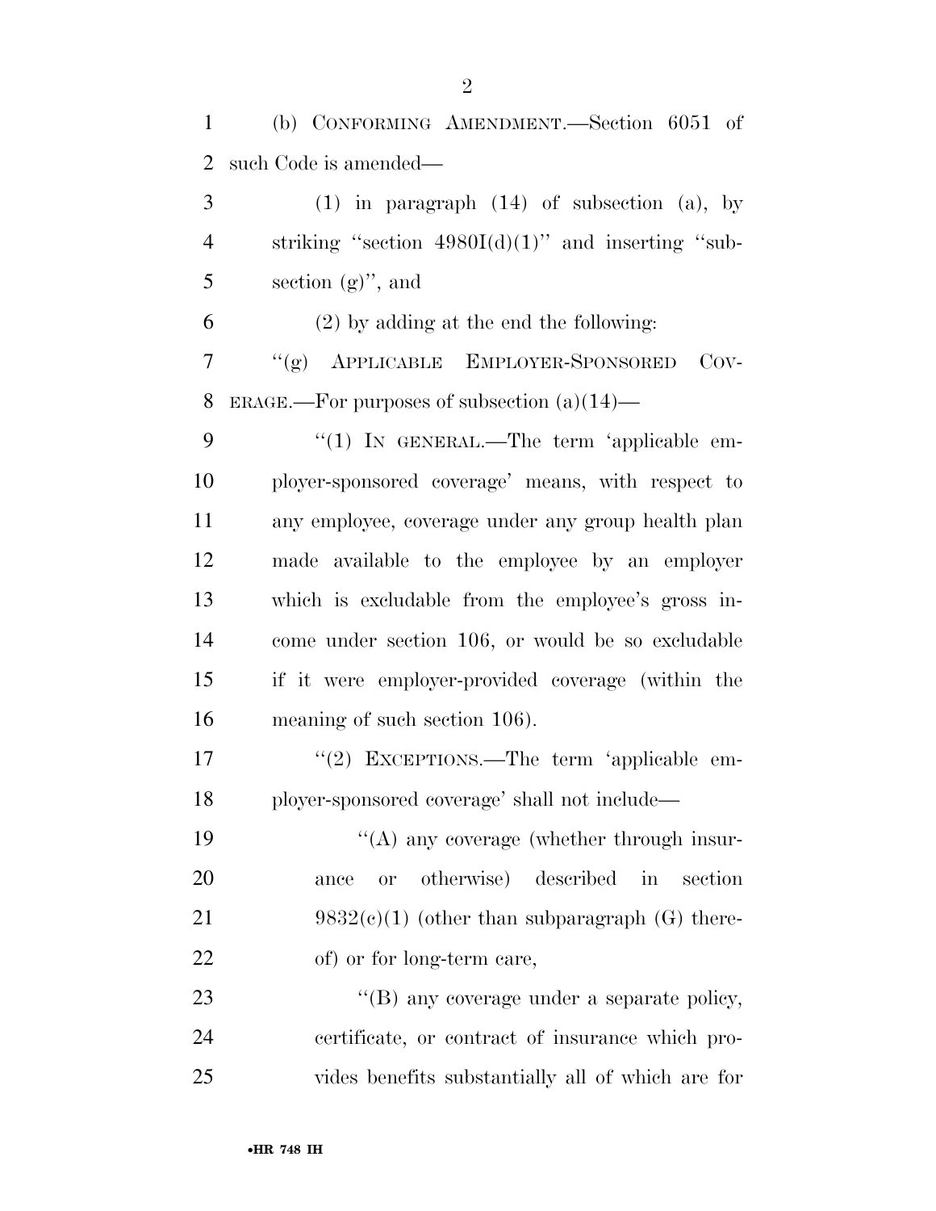(b) CONFORMING AMENDMENT.—Section 6051 of such Code is amended—

(1) in paragraph (14) of subsection (a), by striking "section 4980I(d)(1)" and inserting "subsection (g)", and

(2) by adding at the end the following:

"(g) APPLICABLE EMPLOYER-SPONSORED COVERAGE.—For purposes of subsection (a)(14)—

"(1) IN GENERAL.—The term 'applicable employer-sponsored coverage' means, with respect to any employee, coverage under any group health plan made available to the employee by an employer which is excludable from the employee's gross income under section 106, or would be so excludable if it were employer-provided coverage (within the meaning of such section 106).

"(2) EXCEPTIONS.—The term 'applicable employer-sponsored coverage' shall not include—

"(A) any coverage (whether through insurance or otherwise) described in section 9832(c)(1) (other than subparagraph (G) thereof) or for long-term care,

"(B) any coverage under a separate policy, certificate, or contract of insurance which provides benefits substantially all of which are for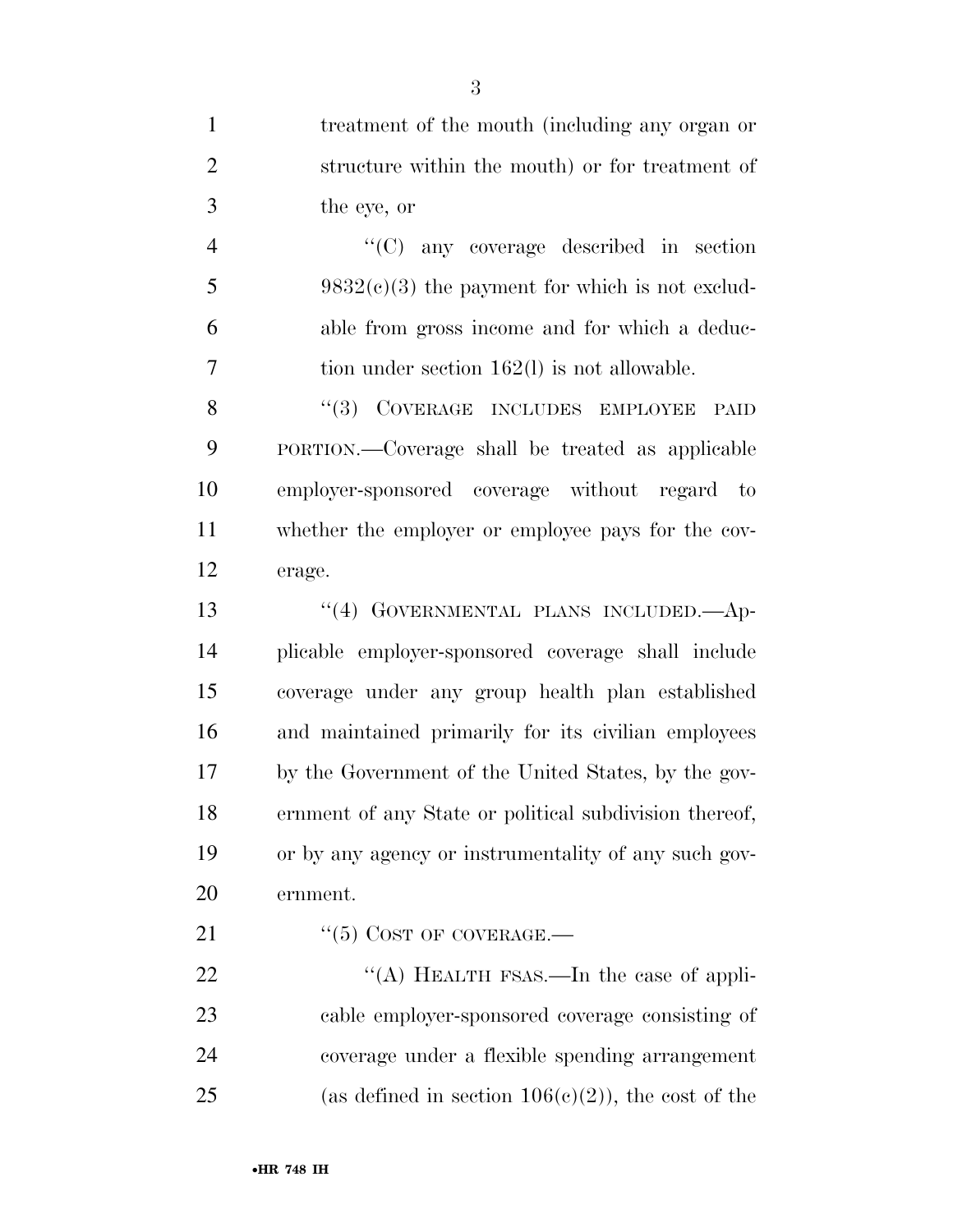treatment of the mouth (including any organ or structure within the mouth) or for treatment of the eye, or

"(C) any coverage described in section 9832(c)(3) the payment for which is not excludable from gross income and for which a deduction under section 162(l) is not allowable.

"(3) COVERAGE INCLUDES EMPLOYEE PAID PORTION.—Coverage shall be treated as applicable employer-sponsored coverage without regard to whether the employer or employee pays for the coverage.

"(4) GOVERNMENTAL PLANS INCLUDED.—Applicable employer-sponsored coverage shall include coverage under any group health plan established and maintained primarily for its civilian employees by the Government of the United States, by the government of any State or political subdivision thereof, or by any agency or instrumentality of any such government.

"(5) COST OF COVERAGE.—

"(A) HEALTH FSAS.—In the case of applicable employer-sponsored coverage consisting of coverage under a flexible spending arrangement (as defined in section 106(c)(2)), the cost of the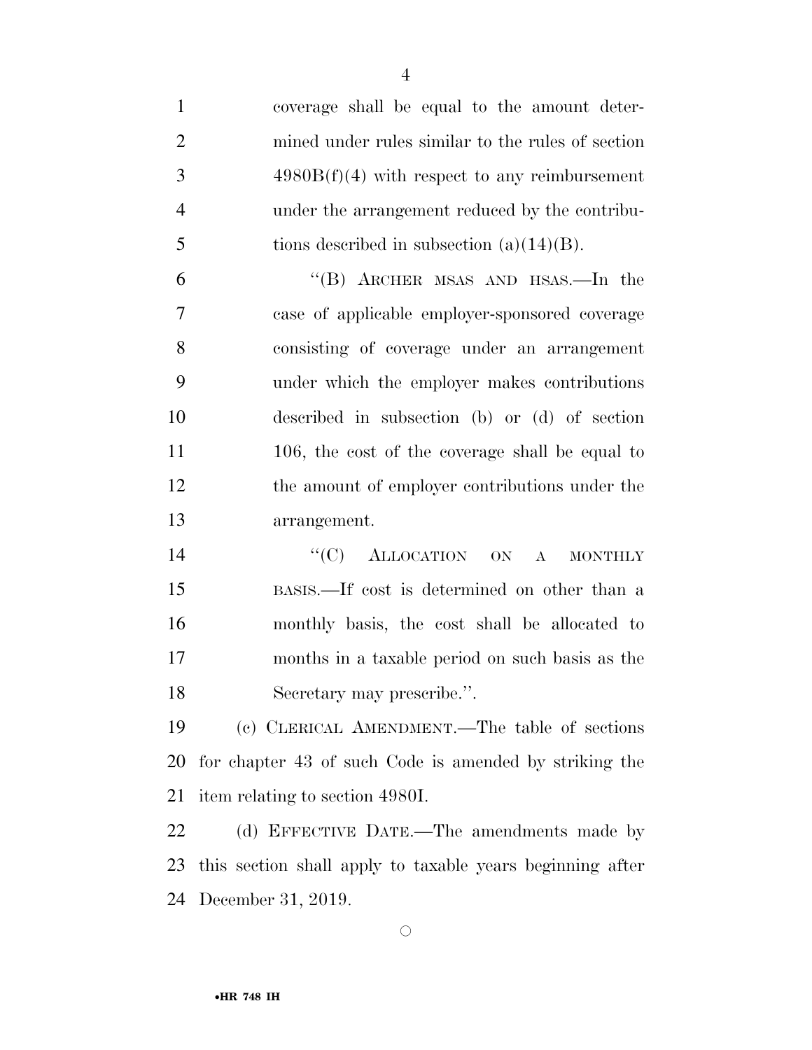coverage shall be equal to the amount determined under rules similar to the rules of section 4980B(f)(4) with respect to any reimbursement under the arrangement reduced by the contributions described in subsection (a)(14)(B).

"(B) ARCHER MSAS AND HSAS.—In the case of applicable employer-sponsored coverage consisting of coverage under an arrangement under which the employer makes contributions described in subsection (b) or (d) of section 106, the cost of the coverage shall be equal to the amount of employer contributions under the arrangement.

"(C) ALLOCATION ON A MONTHLY BASIS.—If cost is determined on other than a monthly basis, the cost shall be allocated to months in a taxable period on such basis as the Secretary may prescribe.".

(c) CLERICAL AMENDMENT.—The table of sections for chapter 43 of such Code is amended by striking the item relating to section 4980I.

(d) EFFECTIVE DATE.—The amendments made by this section shall apply to taxable years beginning after December 31, 2019.